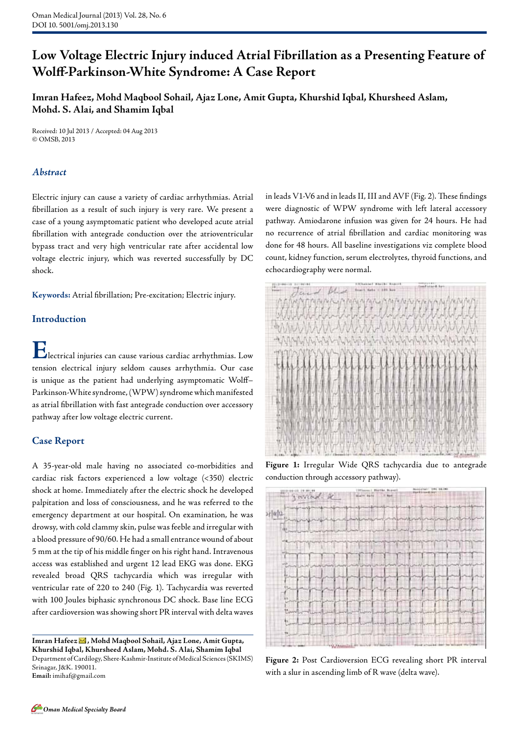# Low Voltage Electric Injury induced Atrial Fibrillation as a Presenting Feature of Wolff-Parkinson-White Syndrome: A Case Report

**Imran Hafeez, Mohd Maqbool Sohail, Ajaz Lone, Amit Gupta, Khurshid Iqbal, Khursheed Aslam, Mohd. S. Alai, and Shamim Iqbal**

Received: 10 Jul 2013 / Accepted: 04 Aug 2013
© OMSB, 2013

## *Abstract*

Electric injury can cause a variety of cardiac arrhythmias. Atrial fibrillation as a result of such injury is very rare. We present a case of a young asymptomatic patient who developed acute atrial fibrillation with antegrade conduction over the atrioventricular bypass tract and very high ventricular rate after accidental low voltage electric injury, which was reverted successfully by DC shock.

**Keywords:** Atrial fibrillation; Pre-excitation; Electric injury.

## Introduction

Electrical injuries can cause various cardiac arrhythmias. Low tension electrical injury seldom causes arrhythmia. Our case is unique as the patient had underlying asymptomatic Wolff–Parkinson-White syndrome, (WPW) syndrome which manifested as atrial fibrillation with fast antegrade conduction over accessory pathway after low voltage electric current.

## Case Report

A 35-year-old male having no associated co-morbidities and cardiac risk factors experienced a low voltage (<350) electric shock at home. Immediately after the electric shock he developed palpitation and loss of consciousness, and he was referred to the emergency department at our hospital. On examination, he was drowsy, with cold clammy skin, pulse was feeble and irregular with a blood pressure of 90/60. He had a small entrance wound of about 5 mm at the tip of his middle finger on his right hand. Intravenous access was established and urgent 12 lead EKG was done. EKG revealed broad QRS tachycardia which was irregular with ventricular rate of 220 to 240 (Fig. 1). Tachycardia was reverted with 100 Joules biphasic synchronous DC shock. Base line ECG after cardioversion was showing short PR interval with delta waves in leads V1-V6 and in leads II, III and AVF (Fig. 2). These findings were diagnostic of WPW syndrome with left lateral accessory pathway. Amiodarone infusion was given for 24 hours. He had no recurrence of atrial fibrillation and cardiac monitoring was done for 48 hours. All baseline investigations viz complete blood count, kidney function, serum electrolytes, thyroid functions, and echocardiography were normal.

**Figure 1:** Irregular Wide QRS tachycardia due to antegrade conduction through accessory pathway).

**Figure 2:** Post Cardioversion ECG revealing short PR interval with a slur in ascending limb of R wave (delta wave).

---

**Imran Hafeez, Mohd Maqbool Sohail, Ajaz Lone, Amit Gupta, Khurshid Iqbal, Khursheed Aslam, Mohd. S. Alai, Shamim Iqbal**
Department of Cardiology, Shere-Kashmir-Institute of Medical Sciences (SKIMS) Srinagar, J&K. 190011.
**Email:** imihaf@gmail.com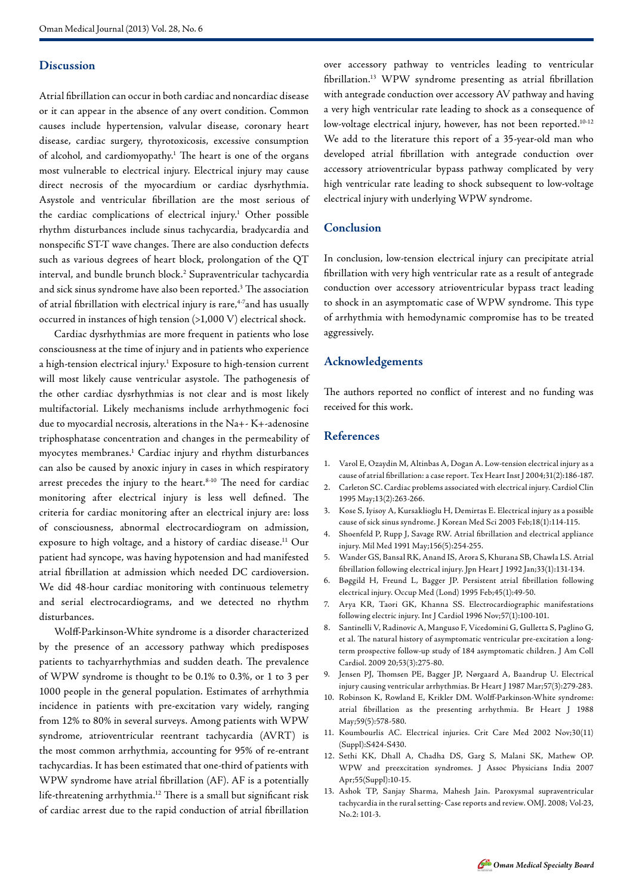## Discussion

Atrial fibrillation can occur in both cardiac and noncardiac disease or it can appear in the absence of any overt condition. Common causes include hypertension, valvular disease, coronary heart disease, cardiac surgery, thyrotoxicosis, excessive consumption of alcohol, and cardiomyopathy.[1] The heart is one of the organs most vulnerable to electrical injury. Electrical injury may cause direct necrosis of the myocardium or cardiac dysrhythmia. Asystole and ventricular fibrillation are the most serious of the cardiac complications of electrical injury.[1] Other possible rhythm disturbances include sinus tachycardia, bradycardia and nonspecific ST-T wave changes. There are also conduction defects such as various degrees of heart block, prolongation of the QT interval, and bundle brunch block.[2] Supraventricular tachycardia and sick sinus syndrome have also been reported.[3] The association of atrial fibrillation with electrical injury is rare,[4-7] and has usually occurred in instances of high tension (>1,000 V) electrical shock.

Cardiac dysrhythmias are more frequent in patients who lose consciousness at the time of injury and in patients who experience a high-tension electrical injury.[1] Exposure to high-tension current will most likely cause ventricular asystole. The pathogenesis of the other cardiac dysrhythmias is not clear and is most likely multifactorial. Likely mechanisms include arrhythmogenic foci due to myocardial necrosis, alterations in the Na+- K+-adenosine triphosphatase concentration and changes in the permeability of myocytes membranes.[1] Cardiac injury and rhythm disturbances can also be caused by anoxic injury in cases in which respiratory arrest precedes the injury to the heart.[8-10] The need for cardiac monitoring after electrical injury is less well defined. The criteria for cardiac monitoring after an electrical injury are: loss of consciousness, abnormal electrocardiogram on admission, exposure to high voltage, and a history of cardiac disease.[11] Our patient had syncope, was having hypotension and had manifested atrial fibrillation at admission which needed DC cardioversion. We did 48-hour cardiac monitoring with continuous telemetry and serial electrocardiograms, and we detected no rhythm disturbances.

Wolff-Parkinson-White syndrome is a disorder characterized by the presence of an accessory pathway which predisposes patients to tachyarrhythmias and sudden death. The prevalence of WPW syndrome is thought to be 0.1% to 0.3%, or 1 to 3 per 1000 people in the general population. Estimates of arrhythmia incidence in patients with pre-excitation vary widely, ranging from 12% to 80% in several surveys. Among patients with WPW syndrome, atrioventricular reentrant tachycardia (AVRT) is the most common arrhythmia, accounting for 95% of re-entrant tachycardias. It has been estimated that one-third of patients with WPW syndrome have atrial fibrillation (AF). AF is a potentially life-threatening arrhythmia.[12] There is a small but significant risk of cardiac arrest due to the rapid conduction of atrial fibrillation over accessory pathway to ventricles leading to ventricular fibrillation.[13] WPW syndrome presenting as atrial fibrillation with antegrade conduction over accessory AV pathway and having a very high ventricular rate leading to shock as a consequence of low-voltage electrical injury, however, has not been reported.[10-12] We add to the literature this report of a 35-year-old man who developed atrial fibrillation with antegrade conduction over accessory atrioventricular bypass pathway complicated by very high ventricular rate leading to shock subsequent to low-voltage electrical injury with underlying WPW syndrome.

## Conclusion

In conclusion, low-tension electrical injury can precipitate atrial fibrillation with very high ventricular rate as a result of antegrade conduction over accessory atrioventricular bypass tract leading to shock in an asymptomatic case of WPW syndrome. This type of arrhythmia with hemodynamic compromise has to be treated aggressively.

## Acknowledgements

The authors reported no conflict of interest and no funding was received for this work.

## References

1. Varol E, Ozaydin M, Altinbas A, Dogan A. Low-tension electrical injury as a cause of atrial fibrillation: a case report. Tex Heart Inst J 2004;31(2):186-187.
2. Carleton SC. Cardiac problems associated with electrical injury. Cardiol Clin 1995 May;13(2):263-266.
3. Kose S, Iyisoy A, Kursaklioglu H, Demirtas E. Electrical injury as a possible cause of sick sinus syndrome. J Korean Med Sci 2003 Feb;18(1):114-115.
4. Shoenfeld P, Rupp J, Savage RW. Atrial fibrillation and electrical appliance injury. Mil Med 1991 May;156(5):254-255.
5. Wander GS, Bansal RK, Anand IS, Arora S, Khurana SB, Chawla LS. Atrial fibrillation following electrical injury. Jpn Heart J 1992 Jan;33(1):131-134.
6. Bøggild H, Freund L, Bagger JP. Persistent atrial fibrillation following electrical injury. Occup Med (Lond) 1995 Feb;45(1):49-50.
7. Arya KR, Taori GK, Khanna SS. Electrocardiographic manifestations following electric injury. Int J Cardiol 1996 Nov;57(1):100-101.
8. Santinelli V, Radinovic A, Manguso F, Vicedomini G, Gulletta S, Paglino G, et al. The natural history of asymptomatic ventricular pre-excitation a long-term prospective follow-up study of 184 asymptomatic children. J Am Coll Cardiol. 2009 20;53(3):275-80.
9. Jensen PJ, Thomsen PE, Bagger JP, Nørgaard A, Baandrup U. Electrical injury causing ventricular arrhythmias. Br Heart J 1987 Mar;57(3):279-283.
10. Robinson K, Rowland E, Krikler DM. Wolff-Parkinson-White syndrome: atrial fibrillation as the presenting arrhythmia. Br Heart J 1988 May;59(5):578-580.
11. Koumbourlis AC. Electrical injuries. Crit Care Med 2002 Nov;30(11) (Suppl):S424-S430.
12. Sethi KK, Dhall A, Chadha DS, Garg S, Malani SK, Mathew OP. WPW and preexcitation syndromes. J Assoc Physicians India 2007 Apr;55(Suppl):10-15.
13. Ashok TP, Sanjay Sharma, Mahesh Jain. Paroxysmal supraventricular tachycardia in the rural setting- Case reports and review. OMJ. 2008; Vol-23, No.2: 101-3.